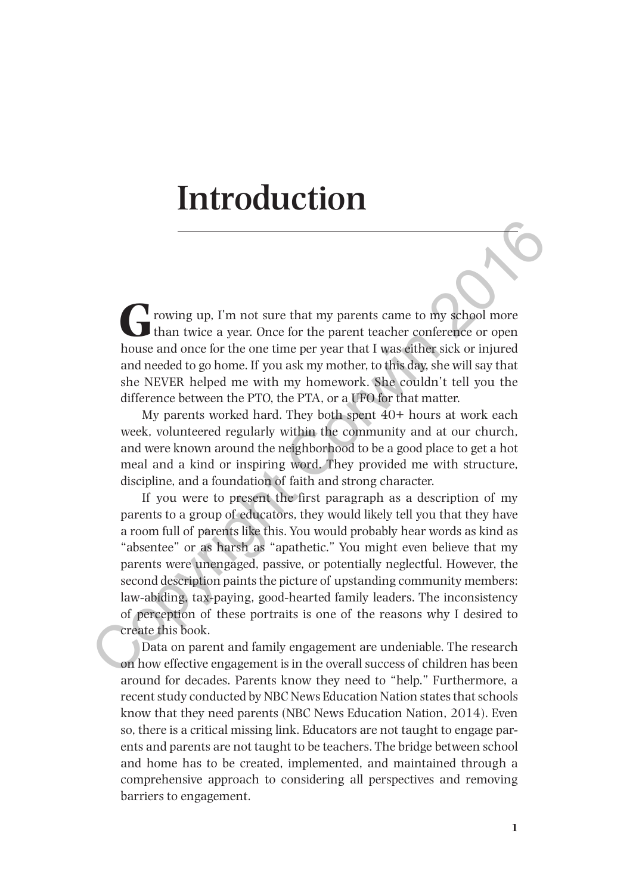# Introduction

Growing up, I'm not sure that my parents came to my school more than twice a year. Once for the parent teacher conference or open house and once for the one time per year that I was either sick or injured and needed to go home. If you ask my mother, to this day, she will say that she NEVER helped me with my homework. She couldn't tell you the difference between the PTO, the PTA, or a UFO for that matter.

My parents worked hard. They both spent 40+ hours at work each week, volunteered regularly within the community and at our church, and were known around the neighborhood to be a good place to get a hot meal and a kind or inspiring word. They provided me with structure, discipline, and a foundation of faith and strong character.

If you were to present the first paragraph as a description of my parents to a group of educators, they would likely tell you that they have a room full of parents like this. You would probably hear words as kind as "absentee" or as harsh as "apathetic." You might even believe that my parents were unengaged, passive, or potentially neglectful. However, the second description paints the picture of upstanding community members: law-abiding, tax-paying, good-hearted family leaders. The inconsistency of perception of these portraits is one of the reasons why I desired to create this book.

Data on parent and family engagement are undeniable. The research on how effective engagement is in the overall success of children has been around for decades. Parents know they need to "help." Furthermore, a recent study conducted by NBC News Education Nation states that schools know that they need parents (NBC News Education Nation, 2014). Even so, there is a critical missing link. Educators are not taught to engage parents and parents are not taught to be teachers. The bridge between school and home has to be created, implemented, and maintained through a comprehensive approach to considering all perspectives and removing barriers to engagement.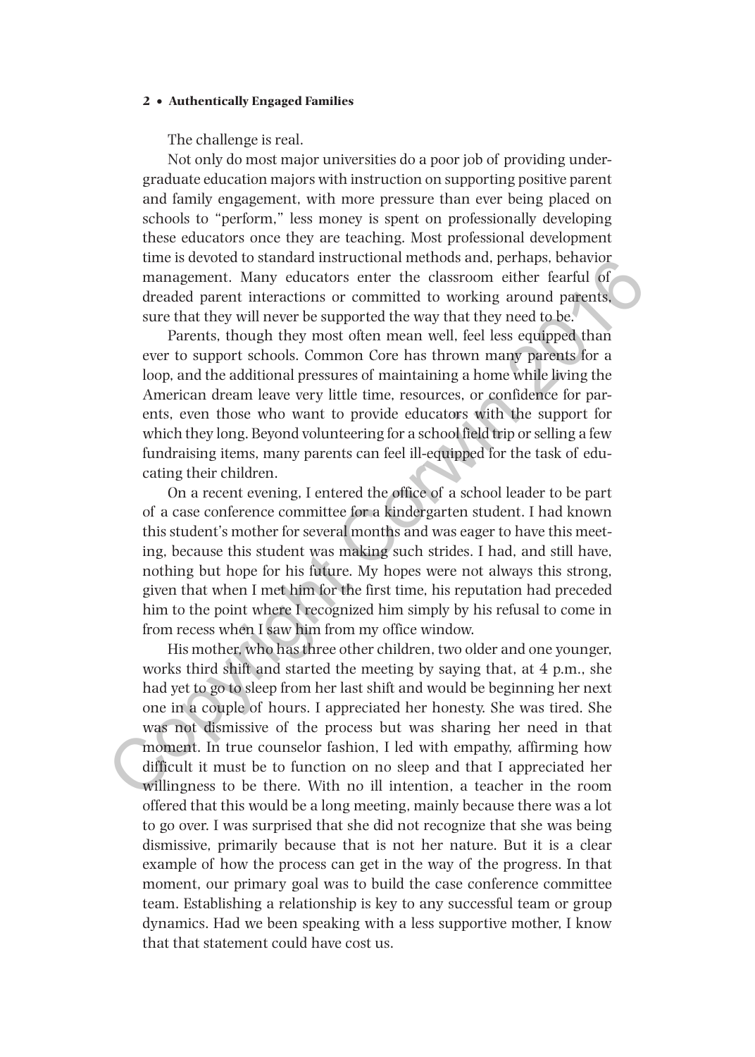The challenge is real.

Not only do most major universities do a poor job of providing undergraduate education majors with instruction on supporting positive parent and family engagement, with more pressure than ever being placed on schools to "perform," less money is spent on professionally developing these educators once they are teaching. Most professional development time is devoted to standard instructional methods and, perhaps, behavior management. Many educators enter the classroom either fearful of dreaded parent interactions or committed to working around parents, sure that they will never be supported the way that they need to be.

Parents, though they most often mean well, feel less equipped than ever to support schools. Common Core has thrown many parents for a loop, and the additional pressures of maintaining a home while living the American dream leave very little time, resources, or confidence for parents, even those who want to provide educators with the support for which they long. Beyond volunteering for a school field trip or selling a few fundraising items, many parents can feel ill-equipped for the task of educating their children.

On a recent evening, I entered the office of a school leader to be part of a case conference committee for a kindergarten student. I had known this student's mother for several months and was eager to have this meeting, because this student was making such strides. I had, and still have, nothing but hope for his future. My hopes were not always this strong, given that when I met him for the first time, his reputation had preceded him to the point where I recognized him simply by his refusal to come in from recess when I saw him from my office window.

His mother, who has three other children, two older and one younger, works third shift and started the meeting by saying that, at 4 p.m., she had yet to go to sleep from her last shift and would be beginning her next one in a couple of hours. I appreciated her honesty. She was tired. She was not dismissive of the process but was sharing her need in that moment. In true counselor fashion, I led with empathy, affirming how difficult it must be to function on no sleep and that I appreciated her willingness to be there. With no ill intention, a teacher in the room offered that this would be a long meeting, mainly because there was a lot to go over. I was surprised that she did not recognize that she was being dismissive, primarily because that is not her nature. But it is a clear example of how the process can get in the way of the progress. In that moment, our primary goal was to build the case conference committee team. Establishing a relationship is key to any successful team or group dynamics. Had we been speaking with a less supportive mother, I know that that statement could have cost us.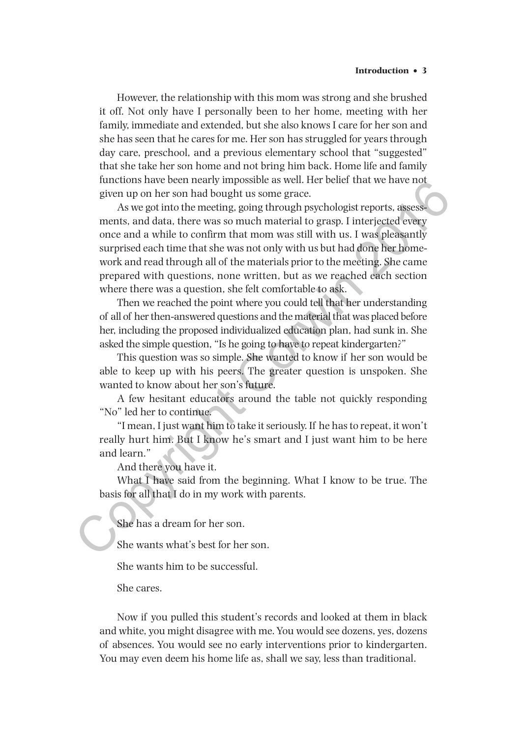However, the relationship with this mom was strong and she brushed it off. Not only have I personally been to her home, meeting with her family, immediate and extended, but she also knows I care for her son and she has seen that he cares for me. Her son has struggled for years through day care, preschool, and a previous elementary school that "suggested" that she take her son home and not bring him back. Home life and family functions have been nearly impossible as well. Her belief that we have not given up on her son had bought us some grace.

As we got into the meeting, going through psychologist reports, assessments, and data, there was so much material to grasp. I interjected every once and a while to confirm that mom was still with us. I was pleasantly surprised each time that she was not only with us but had done her homework and read through all of the materials prior to the meeting. She came prepared with questions, none written, but as we reached each section where there was a question, she felt comfortable to ask.

Then we reached the point where you could tell that her understanding of all of her then-answered questions and the material that was placed before her, including the proposed individualized education plan, had sunk in. She asked the simple question, "Is he going to have to repeat kindergarten?"

This question was so simple. She wanted to know if her son would be able to keep up with his peers. The greater question is unspoken. She wanted to know about her son's future.

A few hesitant educators around the table not quickly responding "No" led her to continue.

"I mean, I just want him to take it seriously. If he has to repeat, it won't really hurt him. But I know he's smart and I just want him to be here and learn."

And there you have it.

What I have said from the beginning. What I know to be true. The basis for all that I do in my work with parents.

She has a dream for her son.

She wants what's best for her son.

She wants him to be successful.

She cares.

Now if you pulled this student's records and looked at them in black and white, you might disagree with me. You would see dozens, yes, dozens of absences. You would see no early interventions prior to kindergarten. You may even deem his home life as, shall we say, less than traditional.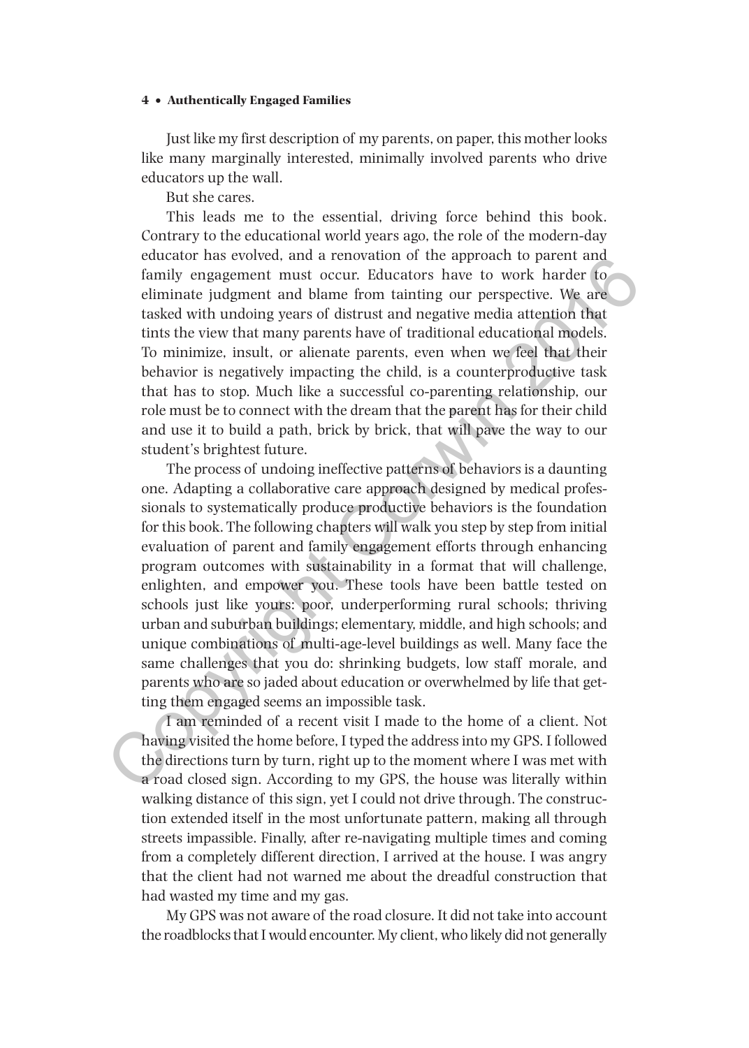Just like my first description of my parents, on paper, this mother looks like many marginally interested, minimally involved parents who drive educators up the wall.

But she cares.

This leads me to the essential, driving force behind this book. Contrary to the educational world years ago, the role of the modern-day educator has evolved, and a renovation of the approach to parent and family engagement must occur. Educators have to work harder to eliminate judgment and blame from tainting our perspective. We are tasked with undoing years of distrust and negative media attention that tints the view that many parents have of traditional educational models. To minimize, insult, or alienate parents, even when we feel that their behavior is negatively impacting the child, is a counterproductive task that has to stop. Much like a successful co-parenting relationship, our role must be to connect with the dream that the parent has for their child and use it to build a path, brick by brick, that will pave the way to our student's brightest future.

The process of undoing ineffective patterns of behaviors is a daunting one. Adapting a collaborative care approach designed by medical professionals to systematically produce productive behaviors is the foundation for this book. The following chapters will walk you step by step from initial evaluation of parent and family engagement efforts through enhancing program outcomes with sustainability in a format that will challenge, enlighten, and empower you. These tools have been battle tested on schools just like yours: poor, underperforming rural schools; thriving urban and suburban buildings; elementary, middle, and high schools; and unique combinations of multi-age-level buildings as well. Many face the same challenges that you do: shrinking budgets, low staff morale, and parents who are so jaded about education or overwhelmed by life that getting them engaged seems an impossible task.

I am reminded of a recent visit I made to the home of a client. Not having visited the home before, I typed the address into my GPS. I followed the directions turn by turn, right up to the moment where I was met with a road closed sign. According to my GPS, the house was literally within walking distance of this sign, yet I could not drive through. The construction extended itself in the most unfortunate pattern, making all through streets impassible. Finally, after re-navigating multiple times and coming from a completely different direction, I arrived at the house. I was angry that the client had not warned me about the dreadful construction that had wasted my time and my gas.

My GPS was not aware of the road closure. It did not take into account the roadblocks that I would encounter. My client, who likely did not generally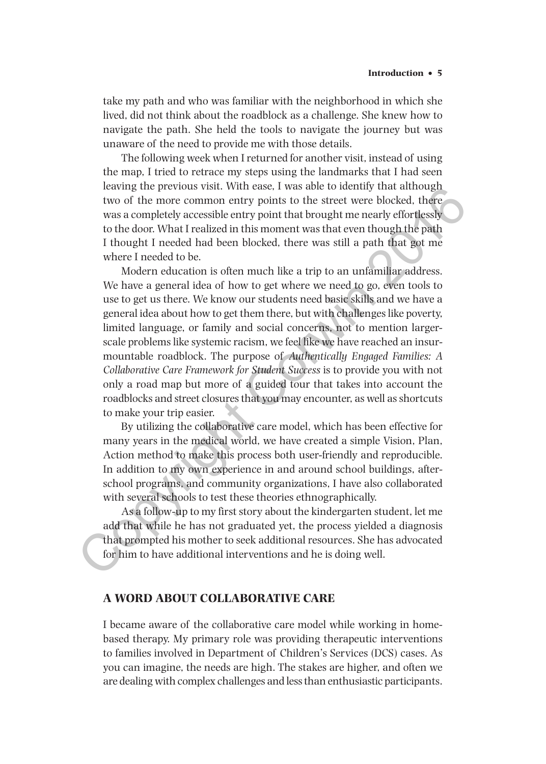take my path and who was familiar with the neighborhood in which she lived, did not think about the roadblock as a challenge. She knew how to navigate the path. She held the tools to navigate the journey but was unaware of the need to provide me with those details.

The following week when I returned for another visit, instead of using the map, I tried to retrace my steps using the landmarks that I had seen leaving the previous visit. With ease, I was able to identify that although two of the more common entry points to the street were blocked, there was a completely accessible entry point that brought me nearly effortlessly to the door. What I realized in this moment was that even though the path I thought I needed had been blocked, there was still a path that got me where I needed to be.

Modern education is often much like a trip to an unfamiliar address. We have a general idea of how to get where we need to go, even tools to use to get us there. We know our students need basic skills and we have a general idea about how to get them there, but with challenges like poverty, limited language, or family and social concerns, not to mention larger-scale problems like systemic racism, we feel like we have reached an insurmountable roadblock. The purpose of *Authentically Engaged Families: A Collaborative Care Framework for Student Success* is to provide you with not only a road map but more of a guided tour that takes into account the roadblocks and street closures that you may encounter, as well as shortcuts to make your trip easier.

By utilizing the collaborative care model, which has been effective for many years in the medical world, we have created a simple Vision, Plan, Action method to make this process both user-friendly and reproducible. In addition to my own experience in and around school buildings, after-school programs, and community organizations, I have also collaborated with several schools to test these theories ethnographically.

As a follow-up to my first story about the kindergarten student, let me add that while he has not graduated yet, the process yielded a diagnosis that prompted his mother to seek additional resources. She has advocated for him to have additional interventions and he is doing well.

## A WORD ABOUT COLLABORATIVE CARE

I became aware of the collaborative care model while working in home-based therapy. My primary role was providing therapeutic interventions to families involved in Department of Children's Services (DCS) cases. As you can imagine, the needs are high. The stakes are higher, and often we are dealing with complex challenges and less than enthusiastic participants.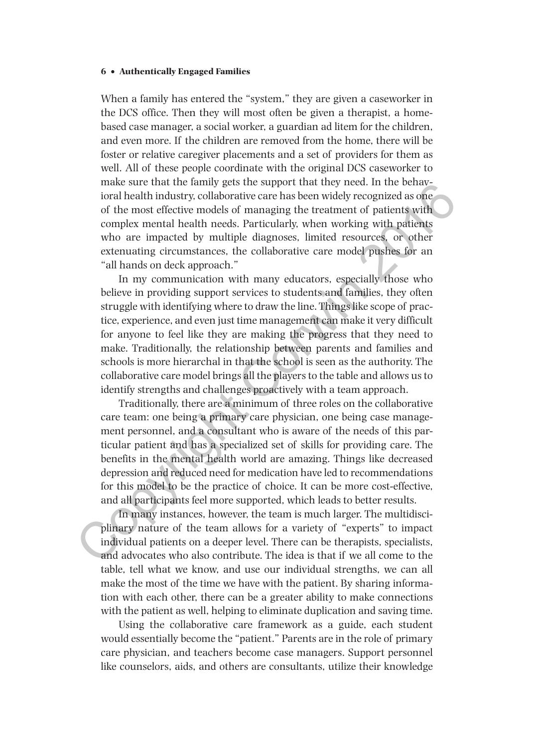When a family has entered the "system," they are given a caseworker in the DCS office. Then they will most often be given a therapist, a home-based case manager, a social worker, a guardian ad litem for the children, and even more. If the children are removed from the home, there will be foster or relative caregiver placements and a set of providers for them as well. All of these people coordinate with the original DCS caseworker to make sure that the family gets the support that they need. In the behavioral health industry, collaborative care has been widely recognized as one of the most effective models of managing the treatment of patients with complex mental health needs. Particularly, when working with patients who are impacted by multiple diagnoses, limited resources, or other extenuating circumstances, the collaborative care model pushes for an "all hands on deck approach."

In my communication with many educators, especially those who believe in providing support services to students and families, they often struggle with identifying where to draw the line. Things like scope of practice, experience, and even just time management can make it very difficult for anyone to feel like they are making the progress that they need to make. Traditionally, the relationship between parents and families and schools is more hierarchal in that the school is seen as the authority. The collaborative care model brings all the players to the table and allows us to identify strengths and challenges proactively with a team approach.

Traditionally, there are a minimum of three roles on the collaborative care team: one being a primary care physician, one being case management personnel, and a consultant who is aware of the needs of this particular patient and has a specialized set of skills for providing care. The benefits in the mental health world are amazing. Things like decreased depression and reduced need for medication have led to recommendations for this model to be the practice of choice. It can be more cost-effective, and all participants feel more supported, which leads to better results.

In many instances, however, the team is much larger. The multidisciplinary nature of the team allows for a variety of "experts" to impact individual patients on a deeper level. There can be therapists, specialists, and advocates who also contribute. The idea is that if we all come to the table, tell what we know, and use our individual strengths, we can all make the most of the time we have with the patient. By sharing information with each other, there can be a greater ability to make connections with the patient as well, helping to eliminate duplication and saving time.

Using the collaborative care framework as a guide, each student would essentially become the "patient." Parents are in the role of primary care physician, and teachers become case managers. Support personnel like counselors, aids, and others are consultants, utilize their knowledge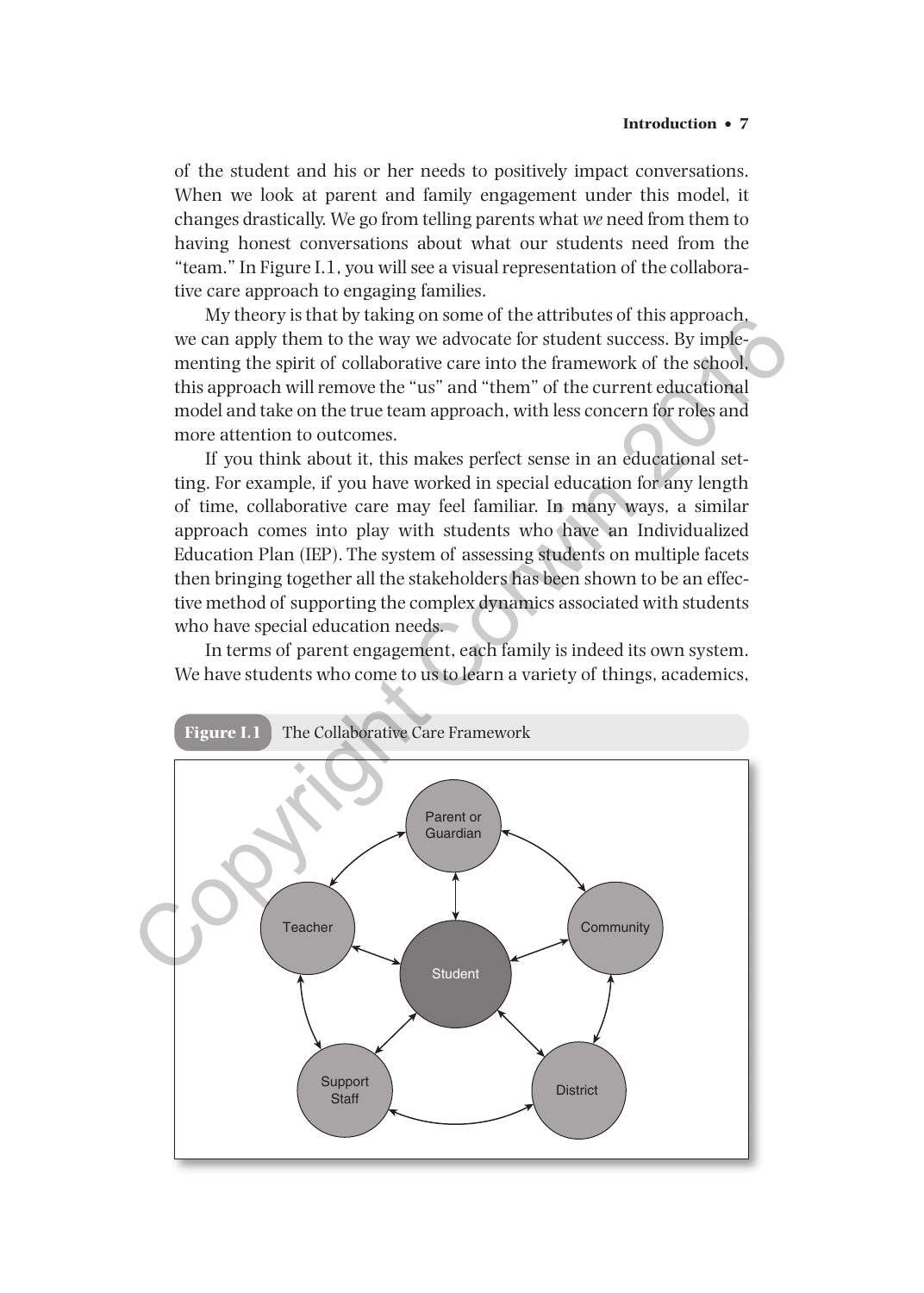of the student and his or her needs to positively impact conversations. When we look at parent and family engagement under this model, it changes drastically. We go from telling parents what *we* need from them to having honest conversations about what our students need from the "team." In Figure I.1, you will see a visual representation of the collaborative care approach to engaging families.

My theory is that by taking on some of the attributes of this approach, we can apply them to the way we advocate for student success. By implementing the spirit of collaborative care into the framework of the school, this approach will remove the "us" and "them" of the current educational model and take on the true team approach, with less concern for roles and more attention to outcomes.

If you think about it, this makes perfect sense in an educational setting. For example, if you have worked in special education for any length of time, collaborative care may feel familiar. In many ways, a similar approach comes into play with students who have an Individualized Education Plan (IEP). The system of assessing students on multiple facets then bringing together all the stakeholders has been shown to be an effective method of supporting the complex dynamics associated with students who have special education needs.

In terms of parent engagement, each family is indeed its own system. We have students who come to us to learn a variety of things, academics,

**Figure I.1** The Collaborative Care Framework

Parent or Guardian

Teacher

Community

Student

Support Staff

District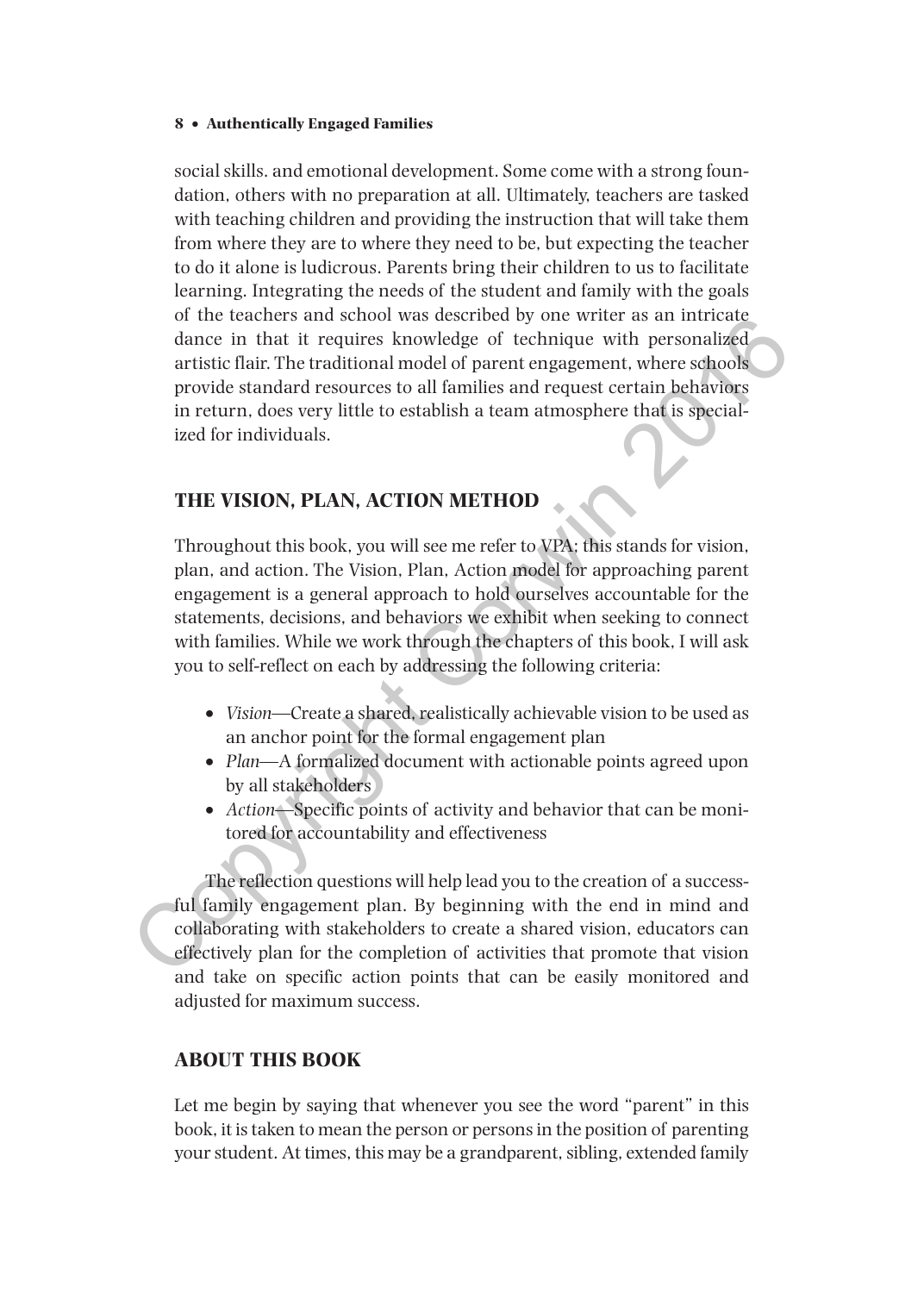social skills. and emotional development. Some come with a strong foundation, others with no preparation at all. Ultimately, teachers are tasked with teaching children and providing the instruction that will take them from where they are to where they need to be, but expecting the teacher to do it alone is ludicrous. Parents bring their children to us to facilitate learning. Integrating the needs of the student and family with the goals of the teachers and school was described by one writer as an intricate dance in that it requires knowledge of technique with personalized artistic flair. The traditional model of parent engagement, where schools provide standard resources to all families and request certain behaviors in return, does very little to establish a team atmosphere that is specialized for individuals.

## THE VISION, PLAN, ACTION METHOD

Throughout this book, you will see me refer to VPA; this stands for vision, plan, and action. The Vision, Plan, Action model for approaching parent engagement is a general approach to hold ourselves accountable for the statements, decisions, and behaviors we exhibit when seeking to connect with families. While we work through the chapters of this book, I will ask you to self-reflect on each by addressing the following criteria:

- *Vision*—Create a shared, realistically achievable vision to be used as an anchor point for the formal engagement plan
- *Plan*—A formalized document with actionable points agreed upon by all stakeholders
- *Action*—Specific points of activity and behavior that can be monitored for accountability and effectiveness

The reflection questions will help lead you to the creation of a successful family engagement plan. By beginning with the end in mind and collaborating with stakeholders to create a shared vision, educators can effectively plan for the completion of activities that promote that vision and take on specific action points that can be easily monitored and adjusted for maximum success.

## ABOUT THIS BOOK

Let me begin by saying that whenever you see the word "parent" in this book, it is taken to mean the person or persons in the position of parenting your student. At times, this may be a grandparent, sibling, extended family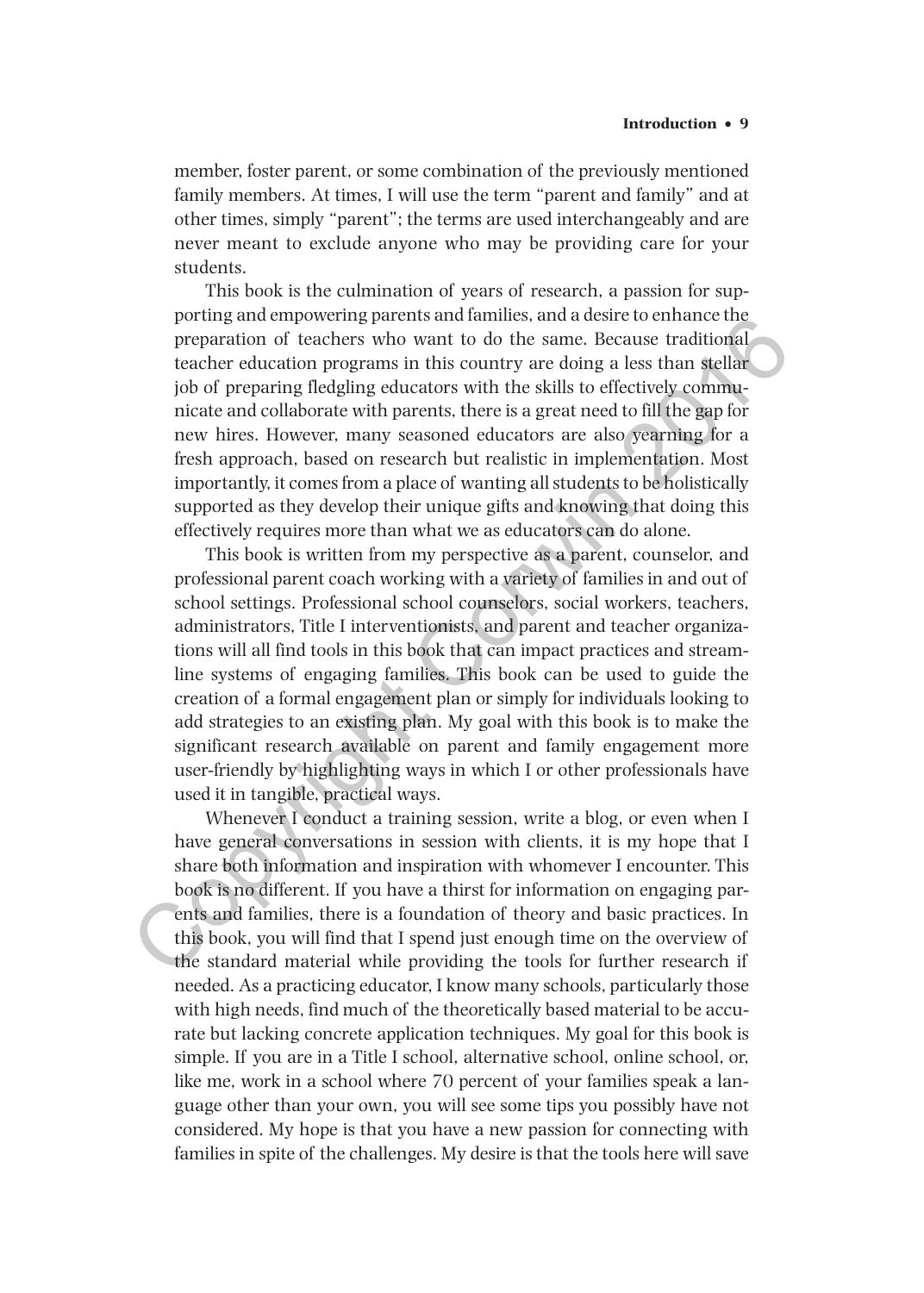member, foster parent, or some combination of the previously mentioned family members. At times, I will use the term "parent and family" and at other times, simply "parent"; the terms are used interchangeably and are never meant to exclude anyone who may be providing care for your students.

This book is the culmination of years of research, a passion for supporting and empowering parents and families, and a desire to enhance the preparation of teachers who want to do the same. Because traditional teacher education programs in this country are doing a less than stellar job of preparing fledgling educators with the skills to effectively communicate and collaborate with parents, there is a great need to fill the gap for new hires. However, many seasoned educators are also yearning for a fresh approach, based on research but realistic in implementation. Most importantly, it comes from a place of wanting all students to be holistically supported as they develop their unique gifts and knowing that doing this effectively requires more than what we as educators can do alone.

This book is written from my perspective as a parent, counselor, and professional parent coach working with a variety of families in and out of school settings. Professional school counselors, social workers, teachers, administrators, Title I interventionists, and parent and teacher organizations will all find tools in this book that can impact practices and streamline systems of engaging families. This book can be used to guide the creation of a formal engagement plan or simply for individuals looking to add strategies to an existing plan. My goal with this book is to make the significant research available on parent and family engagement more user-friendly by highlighting ways in which I or other professionals have used it in tangible, practical ways.

Whenever I conduct a training session, write a blog, or even when I have general conversations in session with clients, it is my hope that I share both information and inspiration with whomever I encounter. This book is no different. If you have a thirst for information on engaging parents and families, there is a foundation of theory and basic practices. In this book, you will find that I spend just enough time on the overview of the standard material while providing the tools for further research if needed. As a practicing educator, I know many schools, particularly those with high needs, find much of the theoretically based material to be accurate but lacking concrete application techniques. My goal for this book is simple. If you are in a Title I school, alternative school, online school, or, like me, work in a school where 70 percent of your families speak a language other than your own, you will see some tips you possibly have not considered. My hope is that you have a new passion for connecting with families in spite of the challenges. My desire is that the tools here will save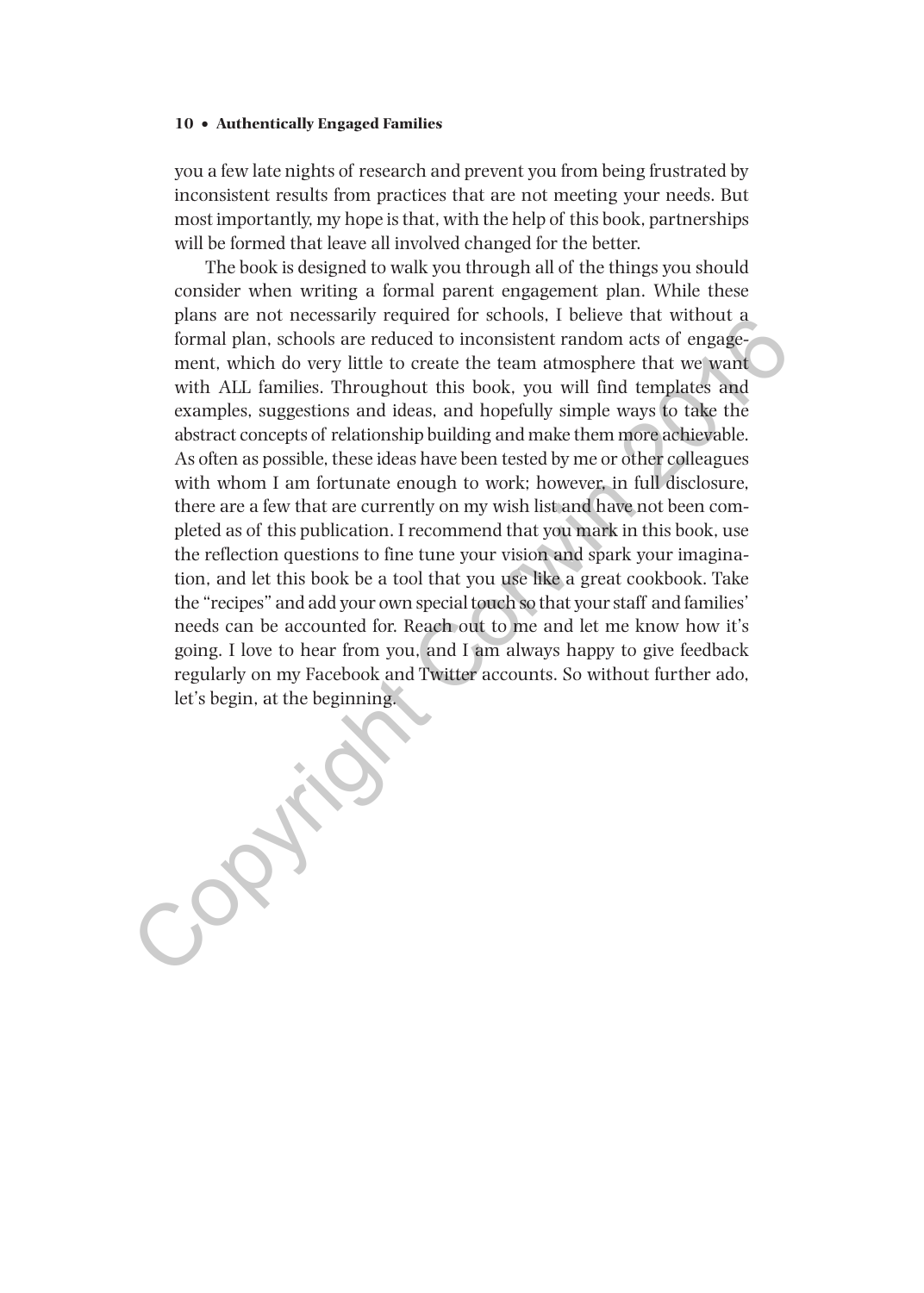you a few late nights of research and prevent you from being frustrated by inconsistent results from practices that are not meeting your needs. But most importantly, my hope is that, with the help of this book, partnerships will be formed that leave all involved changed for the better.

The book is designed to walk you through all of the things you should consider when writing a formal parent engagement plan. While these plans are not necessarily required for schools, I believe that without a formal plan, schools are reduced to inconsistent random acts of engagement, which do very little to create the team atmosphere that we want with ALL families. Throughout this book, you will find templates and examples, suggestions and ideas, and hopefully simple ways to take the abstract concepts of relationship building and make them more achievable. As often as possible, these ideas have been tested by me or other colleagues with whom I am fortunate enough to work; however, in full disclosure, there are a few that are currently on my wish list and have not been completed as of this publication. I recommend that you mark in this book, use the reflection questions to fine tune your vision and spark your imagination, and let this book be a tool that you use like a great cookbook. Take the "recipes" and add your own special touch so that your staff and families' needs can be accounted for. Reach out to me and let me know how it's going. I love to hear from you, and I am always happy to give feedback regularly on my Facebook and Twitter accounts. So without further ado, let's begin, at the beginning.